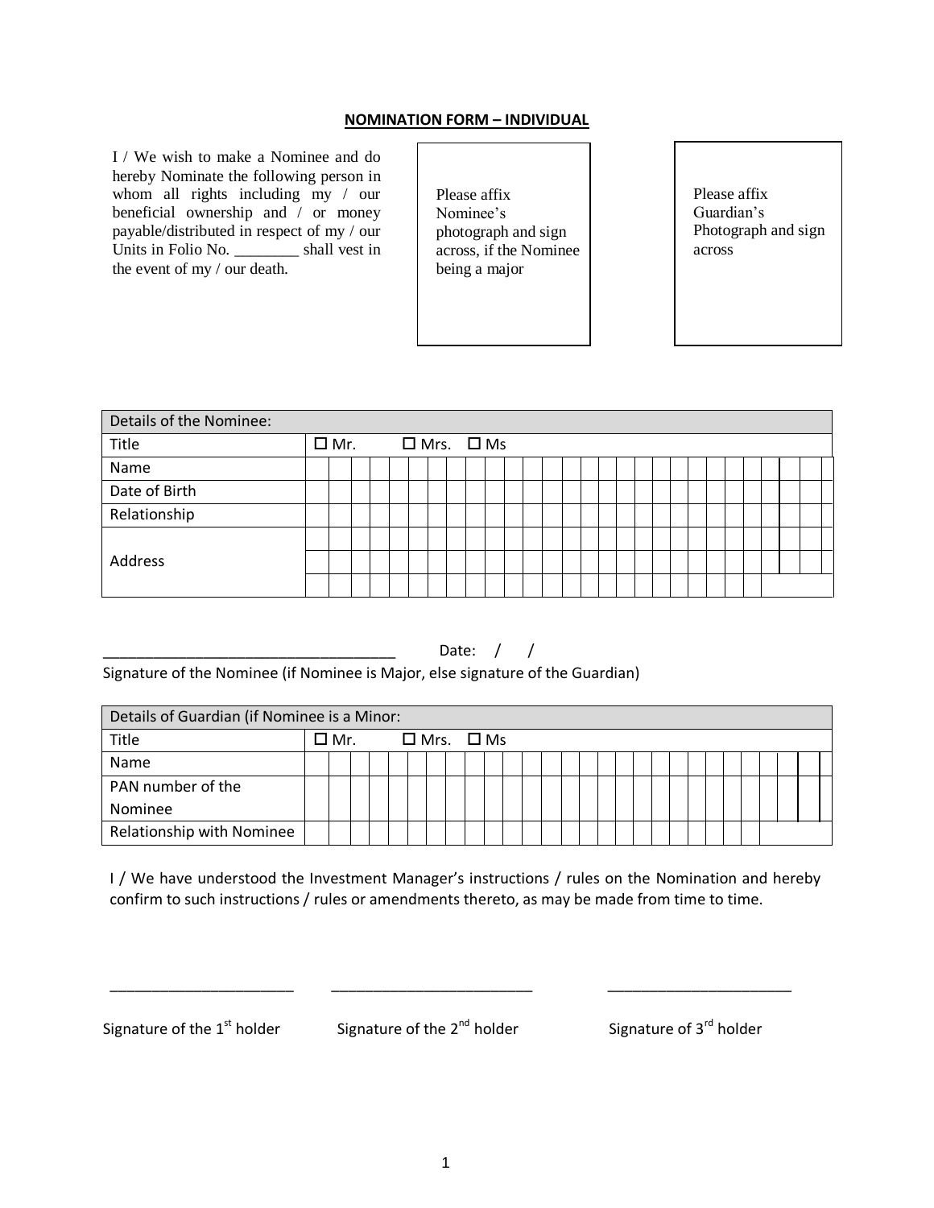**NOMINATION FORM – INDIVIDUAL**

I / We wish to make a Nominee and do hereby Nominate the following person in whom all rights including my / our beneficial ownership and / or money payable/distributed in respect of my / our Units in Folio No. ________ shall vest in the event of my / our death.

Please affix Nominee's photograph and sign across, if the Nominee being a major

Please affix Guardian's Photograph and sign across

| Details of the Nominee: | |
|---|---|
| Title | ☐ Mr. ☐ Mrs. ☐ Ms |
| Name | |
| Date of Birth | |
| Relationship | |
| Address | |
| | |
| | |

___________________________________ Date: / /

Signature of the Nominee (if Nominee is Major, else signature of the Guardian)

| Details of Guardian (if Nominee is a Minor: | |
|---|---|
| Title | ☐ Mr. ☐ Mrs. ☐ Ms |
| Name | |
| PAN number of the Nominee | |
| Relationship with Nominee | |

I / We have understood the Investment Manager's instructions / rules on the Nomination and hereby confirm to such instructions / rules or amendments thereto, as may be made from time to time.

______________________ ________________________ ______________________

Signature of the 1st holder Signature of the 2nd holder Signature of 3rd holder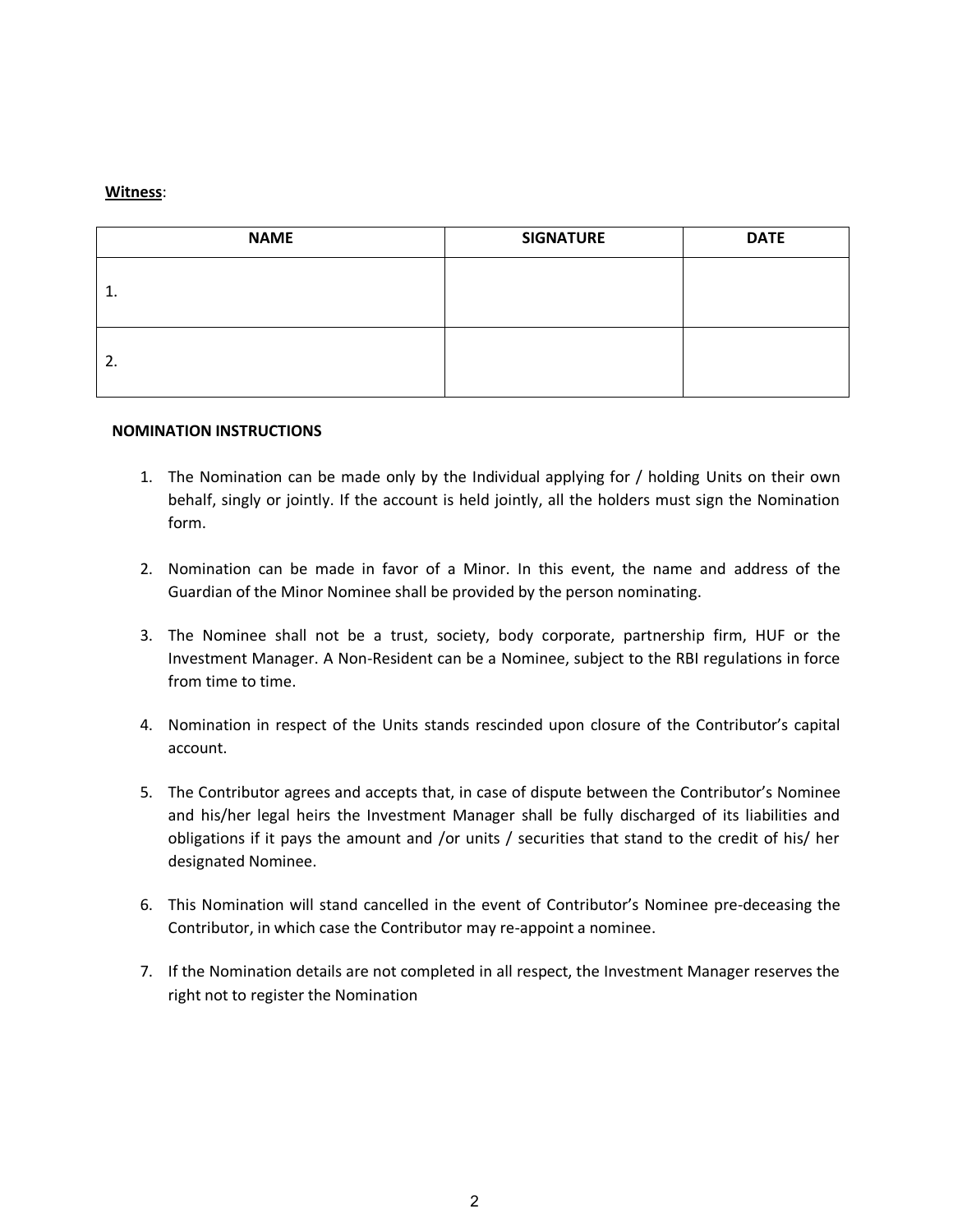**Witness**:

| NAME | SIGNATURE | DATE |
|---|---|---|
| 1. | | |
| 2. | | |

**NOMINATION INSTRUCTIONS**

1. The Nomination can be made only by the Individual applying for / holding Units on their own behalf, singly or jointly. If the account is held jointly, all the holders must sign the Nomination form.

2. Nomination can be made in favor of a Minor. In this event, the name and address of the Guardian of the Minor Nominee shall be provided by the person nominating.

3. The Nominee shall not be a trust, society, body corporate, partnership firm, HUF or the Investment Manager. A Non-Resident can be a Nominee, subject to the RBI regulations in force from time to time.

4. Nomination in respect of the Units stands rescinded upon closure of the Contributor's capital account.

5. The Contributor agrees and accepts that, in case of dispute between the Contributor's Nominee and his/her legal heirs the Investment Manager shall be fully discharged of its liabilities and obligations if it pays the amount and /or units / securities that stand to the credit of his/ her designated Nominee.

6. This Nomination will stand cancelled in the event of Contributor's Nominee pre-deceasing the Contributor, in which case the Contributor may re-appoint a nominee.

7. If the Nomination details are not completed in all respect, the Investment Manager reserves the right not to register the Nomination